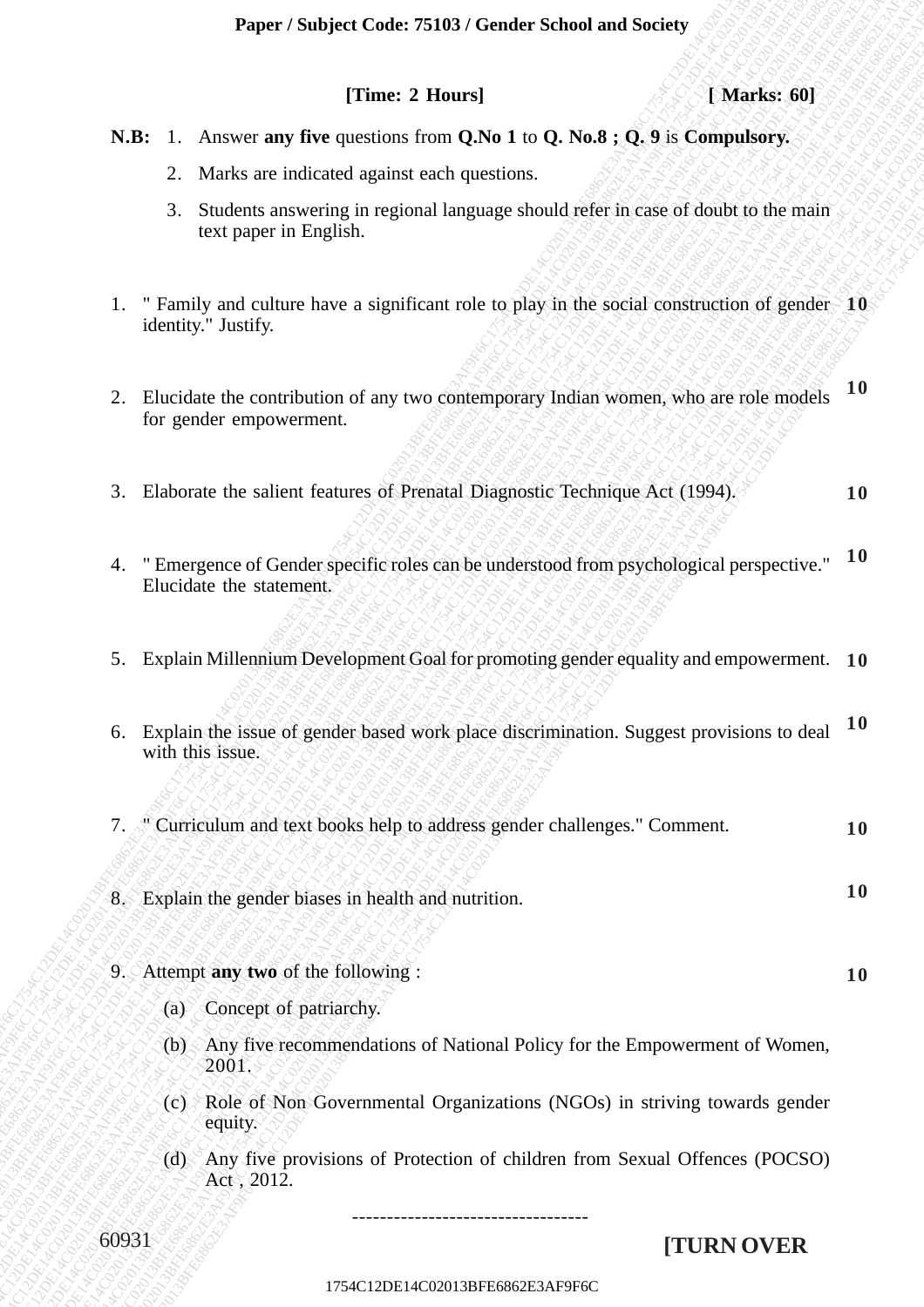# Paper / Subject Code: 75103 / Gender School and Society

**[Time: 2 Hours]** **[ Marks: 60]**

**N.B:** 1. Answer **any five** questions from **Q.No 1** to **Q. No.8 ; Q. 9** is **Compulsory.**

2. Marks are indicated against each questions.

3. Students answering in regional language should refer in case of doubt to the main text paper in English.

1. " Family and culture have a significant role to play in the social construction of gender identity." Justify. **10**

2. Elucidate the contribution of any two contemporary Indian women, who are role models for gender empowerment. **10**

3. Elaborate the salient features of Prenatal Diagnostic Technique Act (1994). **10**

4. " Emergence of Gender specific roles can be understood from psychological perspective." Elucidate the statement. **10**

5. Explain Millennium Development Goal for promoting gender equality and empowerment. **10**

6. Explain the issue of gender based work place discrimination. Suggest provisions to deal with this issue. **10**

7. " Curriculum and text books help to address gender challenges." Comment. **10**

8. Explain the gender biases in health and nutrition. **10**

9. Attempt **any two** of the following : **10**

   (a) Concept of patriarchy.

   (b) Any five recommendations of National Policy for the Empowerment of Women, 2001.

   (c) Role of Non Governmental Organizations (NGOs) in striving towards gender equity.

   (d) Any five provisions of Protection of children from Sexual Offences (POCSO) Act , 2012.

---

60931

**[TURN OVER**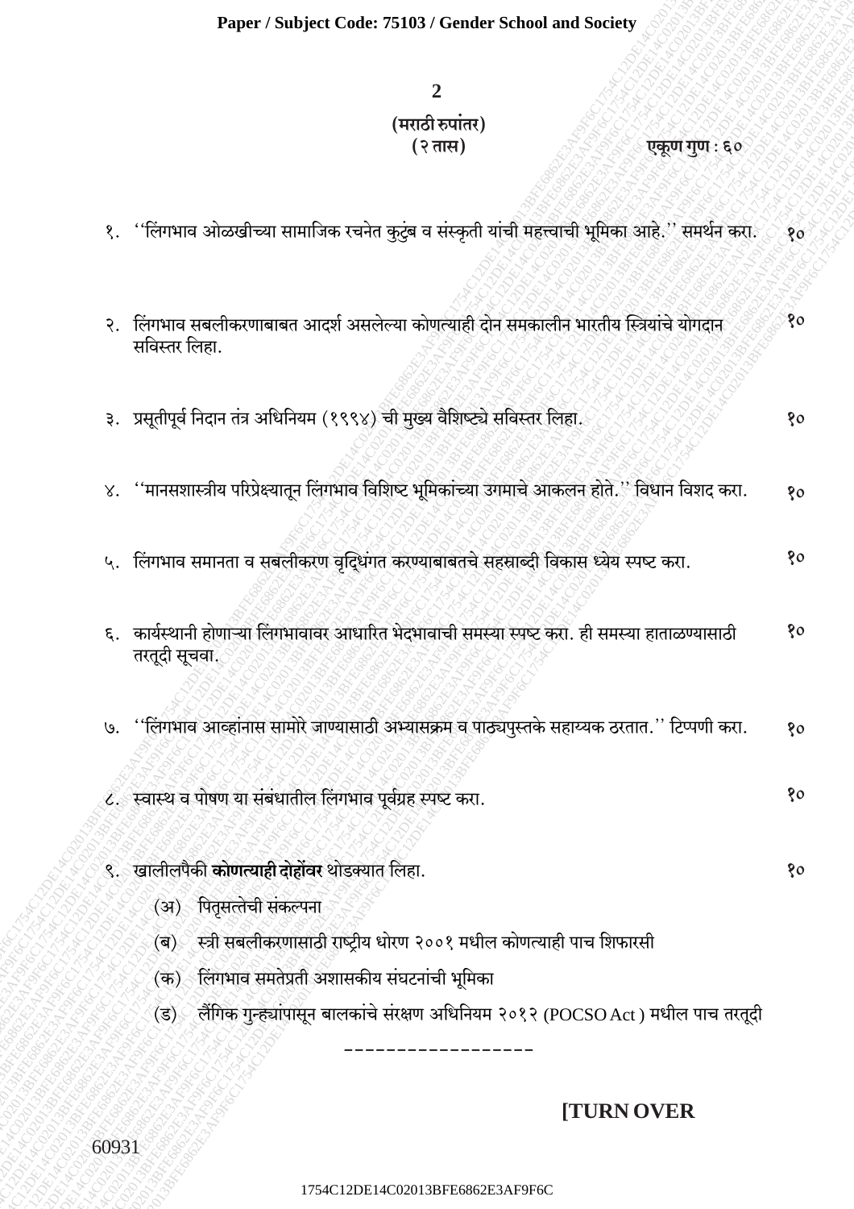**(मराठी रुपांतर)**

**(२ तास)** **एकूण गुण : ६०**

१. ''लिंगभाव ओळखीच्या सामाजिक रचनेत कुटुंब व संस्कृती यांची महत्त्वाची भूमिका आहे.'' समर्थन करा. १०

२. लिंगभाव सबलीकरणाबाबत आदर्श असलेल्या कोणत्याही दोन समकालीन भारतीय स्त्रियांचे योगदान सविस्तर लिहा. १०

३. प्रसूतीपूर्व निदान तंत्र अधिनियम (१९९४) ची मुख्य वैशिष्ट्ये सविस्तर लिहा. १०

४. ''मानसशास्त्रीय परिप्रेक्ष्यातून लिंगभाव विशिष्ट भूमिकांच्या उगमाचे आकलन होते.'' विधान विशद करा. १०

५. लिंगभाव समानता व सबलीकरण वृद्धिंगत करण्याबाबतचे सहस्राब्दी विकास ध्येय स्पष्ट करा. १०

६. कार्यस्थानी होणाऱ्या लिंगभावावर आधारित भेदभावाची समस्या स्पष्ट करा. ही समस्या हाताळण्यासाठी तरतूदी सूचवा. १०

७. ''लिंगभाव आव्हांनास सामोरे जाण्यासाठी अभ्यासक्रम व पाठ्यपुस्तके सहाय्यक ठरतात.'' टिप्पणी करा. १०

८. स्वास्थ व पोषण या संबंधातील लिंगभाव पूर्वग्रह स्पष्ट करा. १०

९. खालीलपैकी **कोणत्याही दोहोंवर** थोडक्यात लिहा. १०

(अ) पितृसत्तेची संकल्पना

(ब) स्त्री सबलीकरणासाठी राष्ट्रीय धोरण २००१ मधील कोणत्याही पाच शिफारसी

(क) लिंगभाव समतेप्रती अशासकीय संघटनांची भूमिका

(ड) लैंगिक गुन्ह्यांपासून बालकांचे संरक्षण अधिनियम २०१२ (POCSO Act) मधील पाच तरतूदी

\-\-\-\-\-\-\-\-\-\-\-\-\-\-\-\-\-\-

**[TURN OVER**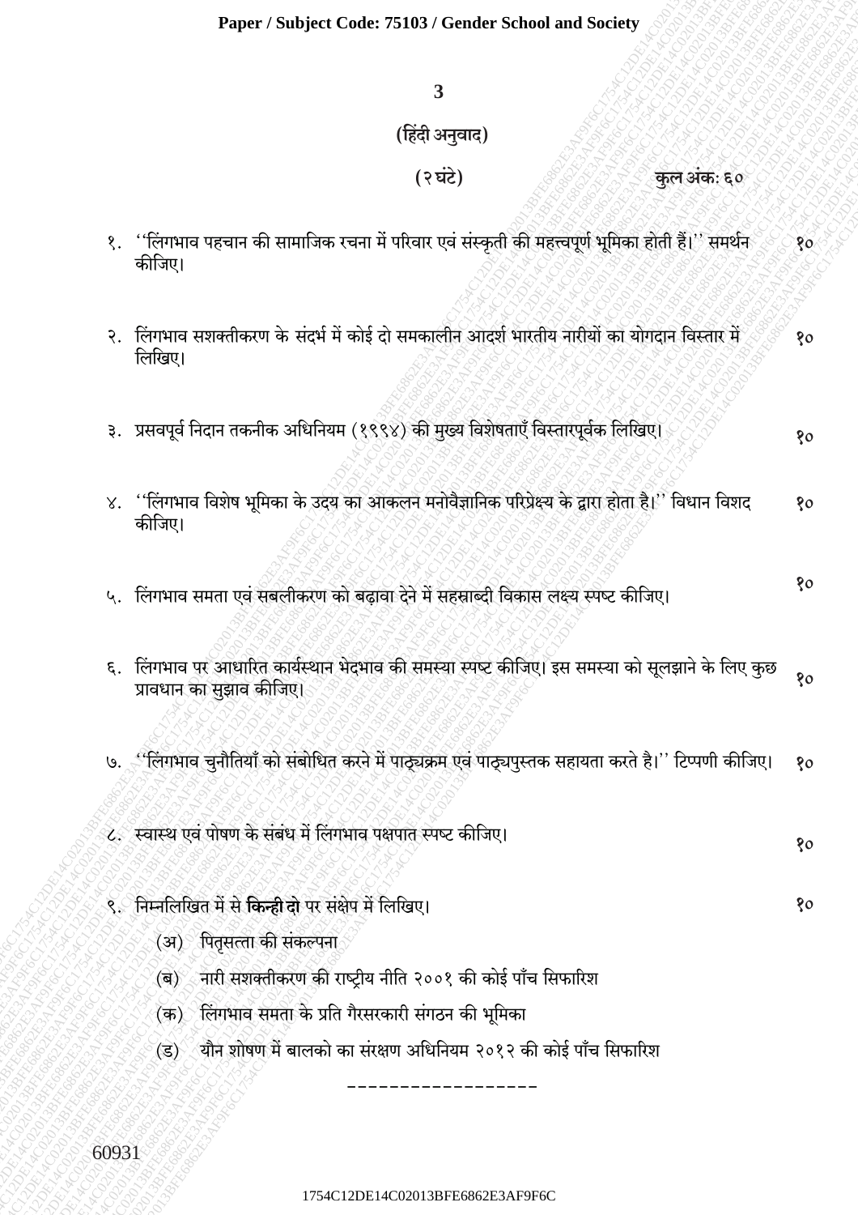(हिंदी अनुवाद)

(२ घंटे) कुल अंक: ६०

१. ''लिंगभाव पहचान की सामाजिक रचना में परिवार एवं संस्कृती की महत्त्वपूर्ण भूमिका होती हैं।'' समर्थन कीजिए। १०

२. लिंगभाव सशक्तीकरण के संदर्भ में कोई दो समकालीन आदर्श भारतीय नारीयों का योगदान विस्तार में लिखिए। १०

३. प्रसवपूर्व निदान तकनीक अधिनियम (१९९४) की मुख्य विशेषताएँ विस्तारपूर्वक लिखिए। १०

४. ''लिंगभाव विशेष भूमिका के उदय का आकलन मनोवैज्ञानिक परिप्रेक्ष्य के द्वारा होता है।'' विधान विशद कीजिए। १०

५. लिंगभाव समता एवं सबलीकरण को बढ़ावा देने में सहस्राब्दी विकास लक्ष्य स्पष्ट कीजिए। १०

६. लिंगभाव पर आधारित कार्यस्थान भेदभाव की समस्या स्पष्ट कीजिए। इस समस्या को सूलझाने के लिए कुछ प्रावधान का सुझाव कीजिए। १०

७. ''लिंगभाव चुनौतियाँ को संबोधित करने में पाठ्यक्रम एवं पाठ्यपुस्तक सहायता करते है।'' टिप्पणी कीजिए। १०

८. स्वास्थ एवं पोषण के संबंध में लिंगभाव पक्षपात स्पष्ट कीजिए। १०

९. निम्नलिखित में से **किन्ही दो** पर संक्षेप में लिखिए। १०

(अ) पितृसत्ता की संकल्पना

(ब) नारी सशक्तीकरण की राष्ट्रीय नीति २००१ की कोई पाँच सिफारिश

(क) लिंगभाव समता के प्रति गैरसरकारी संगठन की भूमिका

(ड) यौन शोषण में बालको का संरक्षण अधिनियम २०१२ की कोई पाँच सिफारिश

\_\_\_\_\_\_\_\_\_\_\_\_\_\_\_\_\_\_